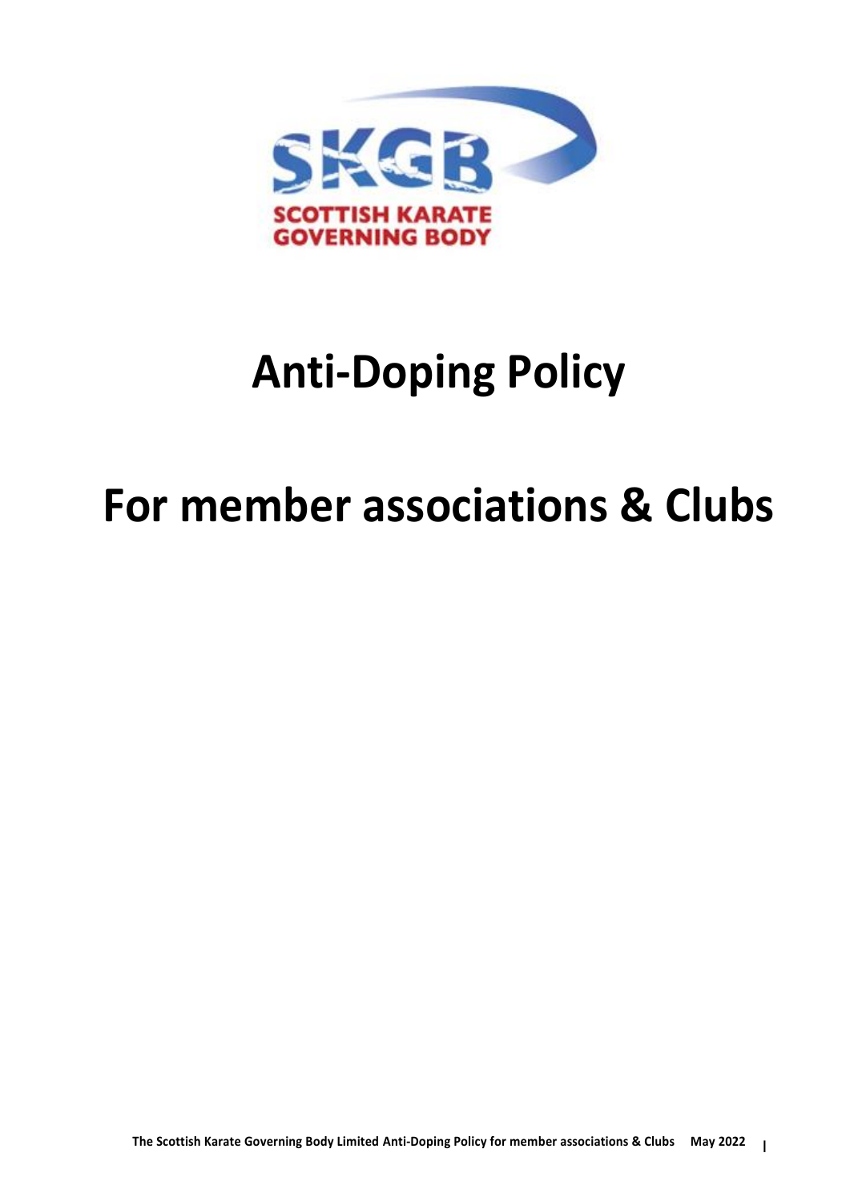SKGB

SCOTTISH KARATE GOVERNING BODY

# Anti-Doping Policy

# For member associations & Clubs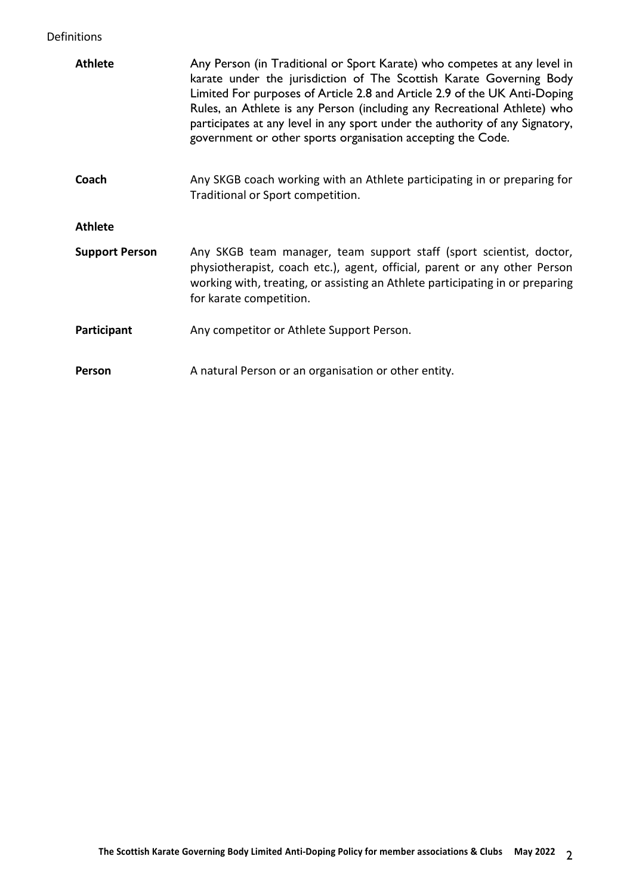Definitions

**Athlete** Any Person (in Traditional or Sport Karate) who competes at any level in karate under the jurisdiction of The Scottish Karate Governing Body Limited For purposes of Article 2.8 and Article 2.9 of the UK Anti-Doping Rules, an Athlete is any Person (including any Recreational Athlete) who participates at any level in any sport under the authority of any Signatory, government or other sports organisation accepting the Code.

**Coach** Any SKGB coach working with an Athlete participating in or preparing for Traditional or Sport competition.

**Athlete Support Person** Any SKGB team manager, team support staff (sport scientist, doctor, physiotherapist, coach etc.), agent, official, parent or any other Person working with, treating, or assisting an Athlete participating in or preparing for karate competition.

**Participant** Any competitor or Athlete Support Person.

**Person** A natural Person or an organisation or other entity.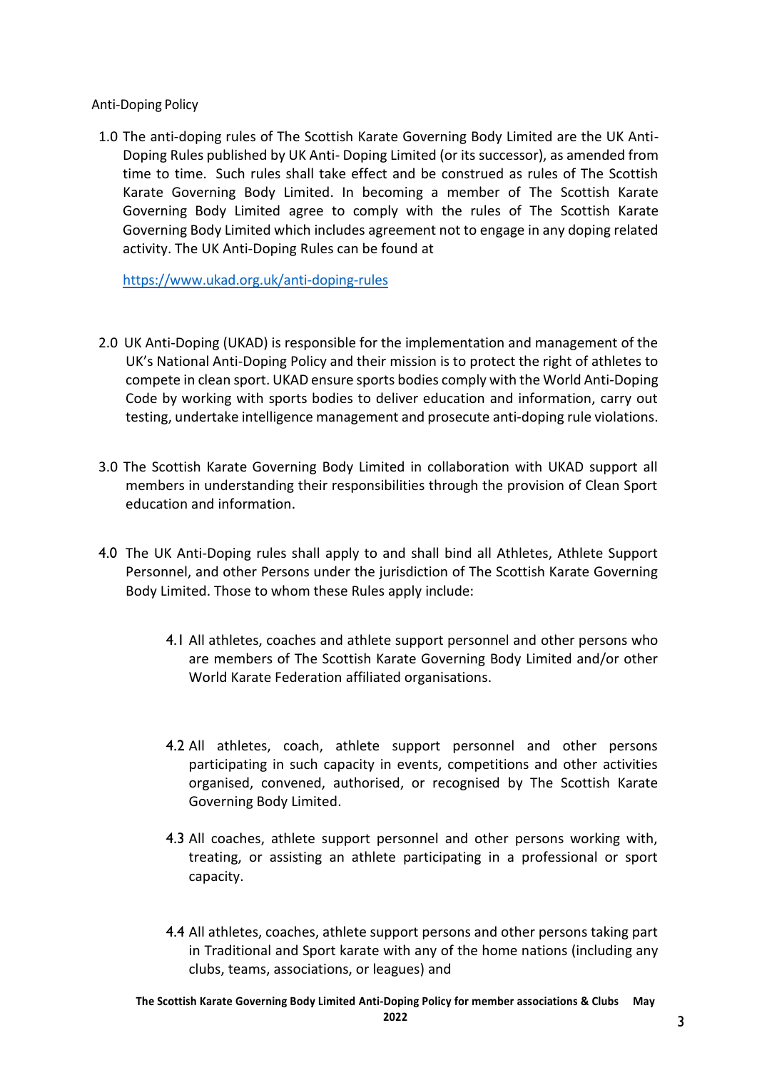Anti-Doping Policy

1.0 The anti-doping rules of The Scottish Karate Governing Body Limited are the UK Anti-Doping Rules published by UK Anti- Doping Limited (or its successor), as amended from time to time. Such rules shall take effect and be construed as rules of The Scottish Karate Governing Body Limited. In becoming a member of The Scottish Karate Governing Body Limited agree to comply with the rules of The Scottish Karate Governing Body Limited which includes agreement not to engage in any doping related activity. The UK Anti-Doping Rules can be found at

[https://www.ukad.org.uk/anti-doping-rules](https://www.ukad.org.uk/anti-doping-rules)

2.0 UK Anti-Doping (UKAD) is responsible for the implementation and management of the UK's National Anti-Doping Policy and their mission is to protect the right of athletes to compete in clean sport. UKAD ensure sports bodies comply with the World Anti-Doping Code by working with sports bodies to deliver education and information, carry out testing, undertake intelligence management and prosecute anti-doping rule violations.

3.0 The Scottish Karate Governing Body Limited in collaboration with UKAD support all members in understanding their responsibilities through the provision of Clean Sport education and information.

4.0 The UK Anti-Doping rules shall apply to and shall bind all Athletes, Athlete Support Personnel, and other Persons under the jurisdiction of The Scottish Karate Governing Body Limited. Those to whom these Rules apply include:

4.1 All athletes, coaches and athlete support personnel and other persons who are members of The Scottish Karate Governing Body Limited and/or other World Karate Federation affiliated organisations.

4.2 All athletes, coach, athlete support personnel and other persons participating in such capacity in events, competitions and other activities organised, convened, authorised, or recognised by The Scottish Karate Governing Body Limited.

4.3 All coaches, athlete support personnel and other persons working with, treating, or assisting an athlete participating in a professional or sport capacity.

4.4 All athletes, coaches, athlete support persons and other persons taking part in Traditional and Sport karate with any of the home nations (including any clubs, teams, associations, or leagues) and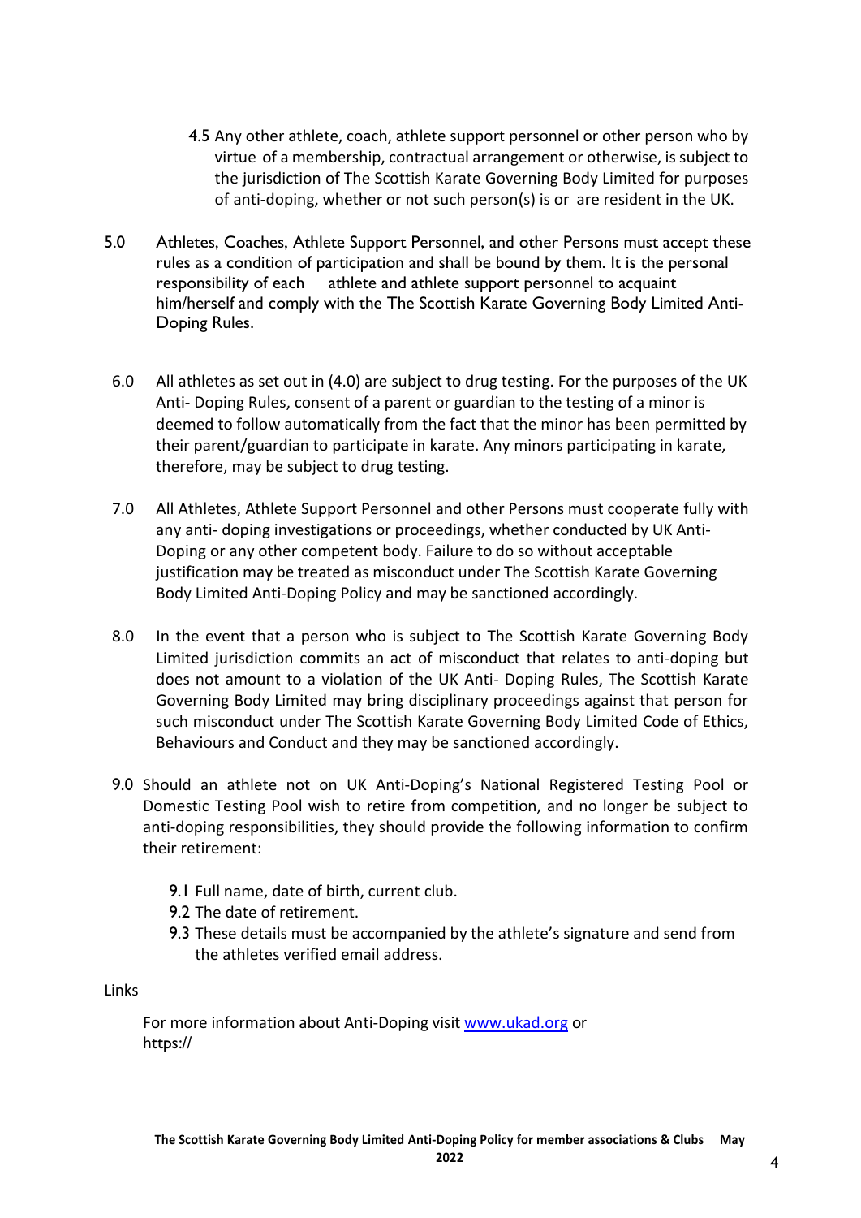4.5 Any other athlete, coach, athlete support personnel or other person who by virtue of a membership, contractual arrangement or otherwise, is subject to the jurisdiction of The Scottish Karate Governing Body Limited for purposes of anti-doping, whether or not such person(s) is or are resident in the UK.

5.0 Athletes, Coaches, Athlete Support Personnel, and other Persons must accept these rules as a condition of participation and shall be bound by them. It is the personal responsibility of each athlete and athlete support personnel to acquaint him/herself and comply with the The Scottish Karate Governing Body Limited Anti-Doping Rules.

6.0 All athletes as set out in (4.0) are subject to drug testing. For the purposes of the UK Anti- Doping Rules, consent of a parent or guardian to the testing of a minor is deemed to follow automatically from the fact that the minor has been permitted by their parent/guardian to participate in karate. Any minors participating in karate, therefore, may be subject to drug testing.

7.0 All Athletes, Athlete Support Personnel and other Persons must cooperate fully with any anti- doping investigations or proceedings, whether conducted by UK Anti-Doping or any other competent body. Failure to do so without acceptable justification may be treated as misconduct under The Scottish Karate Governing Body Limited Anti-Doping Policy and may be sanctioned accordingly.

8.0 In the event that a person who is subject to The Scottish Karate Governing Body Limited jurisdiction commits an act of misconduct that relates to anti-doping but does not amount to a violation of the UK Anti- Doping Rules, The Scottish Karate Governing Body Limited may bring disciplinary proceedings against that person for such misconduct under The Scottish Karate Governing Body Limited Code of Ethics, Behaviours and Conduct and they may be sanctioned accordingly.

9.0 Should an athlete not on UK Anti-Doping's National Registered Testing Pool or Domestic Testing Pool wish to retire from competition, and no longer be subject to anti-doping responsibilities, they should provide the following information to confirm their retirement:

9.1 Full name, date of birth, current club.
9.2 The date of retirement.
9.3 These details must be accompanied by the athlete's signature and send from the athletes verified email address.

Links

For more information about Anti-Doping visit www.ukad.org or https://